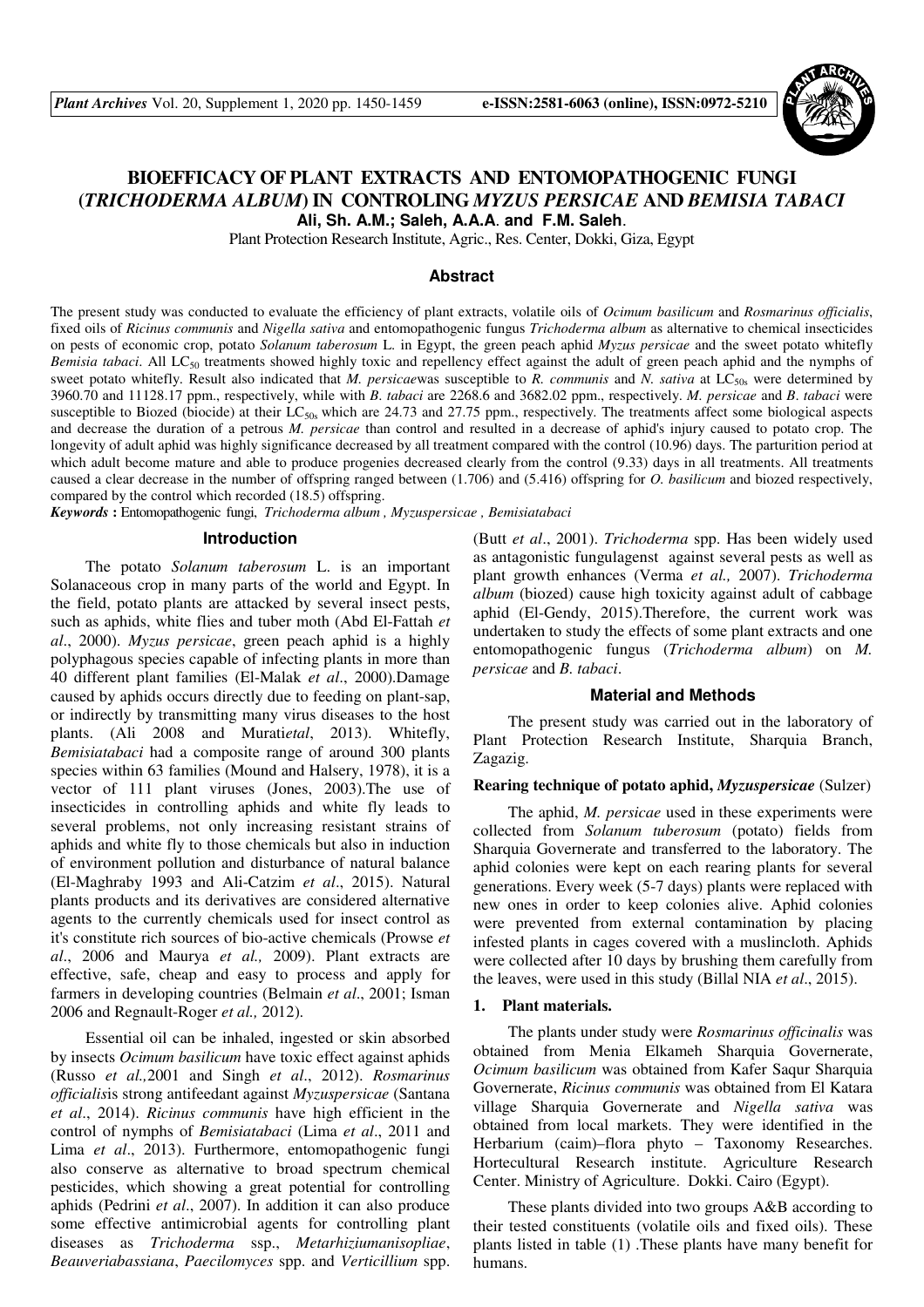# BIOEFFICACY OF PLANT EXTRACTS AND ENTOMOPATHOGENIC FUNGI (*TRICHODERMA ALBUM*) IN CONTROLING *MYZUS PERSICAE* AND *BEMISIA TABACI*

**Ali, Sh. A.M.; Saleh, A.A.A. and F.M. Saleh.**

Plant Protection Research Institute, Agric., Res. Center, Dokki, Giza, Egypt

## Abstract

The present study was conducted to evaluate the efficiency of plant extracts, volatile oils of *Ocimum basilicum* and *Rosmarinus officialis*, fixed oils of *Ricinus communis* and *Nigella sativa* and entomopathogenic fungus *Trichoderma album* as alternative to chemical insecticides on pests of economic crop, potato *Solanum taberosum* L. in Egypt, the green peach aphid *Myzus persicae* and the sweet potato whitefly *Bemisia tabaci*. All $LC_{50}$ treatments showed highly toxic and repellency effect against the adult of green peach aphid and the nymphs of sweet potato whitefly. Result also indicated that *M. persicae*was susceptible to *R. communis* and *N. sativa* at $LC_{50s}$ were determined by 3960.70 and 11128.17 ppm., respectively, while with *B. tabaci* are 2268.6 and 3682.02 ppm., respectively. *M. persicae* and *B. tabaci* were susceptible to Biozed (biocide) at their $LC_{50s}$ which are 24.73 and 27.75 ppm., respectively. The treatments affect some biological aspects and decrease the duration of a petrous *M. persicae* than control and resulted in a decrease of aphid's injury caused to potato crop. The longevity of adult aphid was highly significance decreased by all treatment compared with the control (10.96) days. The parturition period at which adult become mature and able to produce progenies decreased clearly from the control (9.33) days in all treatments. All treatments caused a clear decrease in the number of offspring ranged between (1.706) and (5.416) offspring for *O. basilicum* and biozed respectively, compared by the control which recorded (18.5) offspring.

***Keywords*** **:** Entomopathogenic fungi, *Trichoderma album , Myzuspersicae , Bemisiatabaci*

## Introduction

The potato *Solanum taberosum* L. is an important Solanaceous crop in many parts of the world and Egypt. In the field, potato plants are attacked by several insect pests, such as aphids, white flies and tuber moth (Abd El-Fattah *et al*., 2000). *Myzus persicae*, green peach aphid is a highly polyphagous species capable of infecting plants in more than 40 different plant families (El-Malak *et al*., 2000).Damage caused by aphids occurs directly due to feeding on plant-sap, or indirectly by transmitting many virus diseases to the host plants. (Ali 2008 and Murati*etal*, 2013). Whitefly, *Bemisiatabaci* had a composite range of around 300 plants species within 63 families (Mound and Halsery, 1978), it is a vector of 111 plant viruses (Jones, 2003).The use of insecticides in controlling aphids and white fly leads to several problems, not only increasing resistant strains of aphids and white fly to those chemicals but also in induction of environment pollution and disturbance of natural balance (El-Maghraby 1993 and Ali-Catzim *et al*., 2015). Natural plants products and its derivatives are considered alternative agents to the currently chemicals used for insect control as it's constitute rich sources of bio-active chemicals (Prowse *et al*., 2006 and Maurya *et al.,* 2009). Plant extracts are effective, safe, cheap and easy to process and apply for farmers in developing countries (Belmain *et al*., 2001; Isman 2006 and Regnault-Roger *et al.,* 2012).

Essential oil can be inhaled, ingested or skin absorbed by insects *Ocimum basilicum* have toxic effect against aphids (Russo *et al.,*2001 and Singh *et al*., 2012). *Rosmarinus officialis*is strong antifeedant against *Myzuspersicae* (Santana *et al*., 2014). *Ricinus communis* have high efficient in the control of nymphs of *Bemisiatabaci* (Lima *et al*., 2011 and Lima *et al*., 2013). Furthermore, entomopathogenic fungi also conserve as alternative to broad spectrum chemical pesticides, which showing a great potential for controlling aphids (Pedrini *et al*., 2007). In addition it can also produce some effective antimicrobial agents for controlling plant diseases as *Trichoderma* ssp., *Metarhiziumanisopliae*, *Beauveriabassiana*, *Paecilomyces* spp. and *Verticillium* spp. (Butt *et al*., 2001). *Trichoderma* spp. Has been widely used as antagonistic fungulagenst against several pests as well as plant growth enhances (Verma *et al.,* 2007). *Trichoderma album* (biozed) cause high toxicity against adult of cabbage aphid (El-Gendy, 2015).Therefore, the current work was undertaken to study the effects of some plant extracts and one entomopathogenic fungus (*Trichoderma album*) on *M. persicae* and *B. tabaci*.

## Material and Methods

The present study was carried out in the laboratory of Plant Protection Research Institute, Sharquia Branch, Zagazig.

### Rearing technique of potato aphid, *Myzuspersicae* (Sulzer)

The aphid, *M. persicae* used in these experiments were collected from *Solanum tuberosum* (potato) fields from Sharquia Governerate and transferred to the laboratory. The aphid colonies were kept on each rearing plants for several generations. Every week (5-7 days) plants were replaced with new ones in order to keep colonies alive. Aphid colonies were prevented from external contamination by placing infested plants in cages covered with a muslincloth. Aphids were collected after 10 days by brushing them carefully from the leaves, were used in this study (Billal NIA *et al*., 2015).

### 1. Plant materials.

The plants under study were *Rosmarinus officinalis* was obtained from Menia Elkameh Sharquia Governerate, *Ocimum basilicum* was obtained from Kafer Saqur Sharquia Governerate, *Ricinus communis* was obtained from El Katara village Sharquia Governerate and *Nigella sativa* was obtained from local markets. They were identified in the Herbarium (caim)–flora phyto – Taxonomy Researches. Hortecultural Research institute. Agriculture Research Center. Ministry of Agriculture. Dokki. Cairo (Egypt).

These plants divided into two groups A&B according to their tested constituents (volatile oils and fixed oils). These plants listed in table (1) .These plants have many benefit for humans.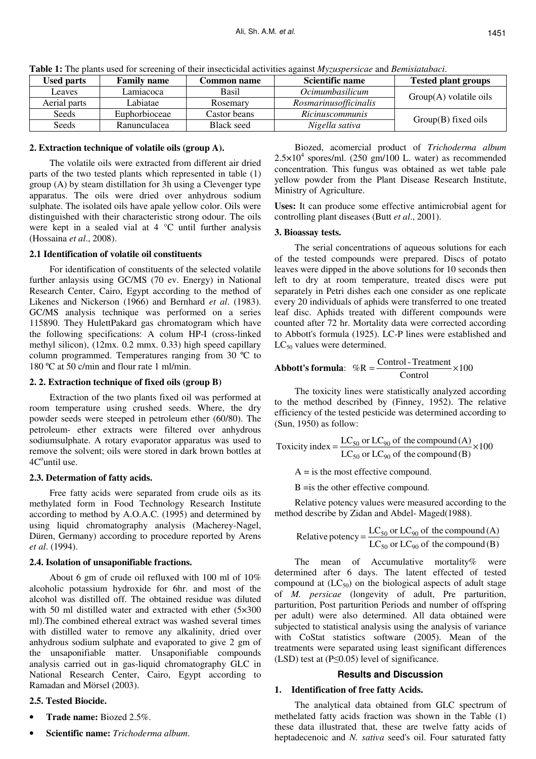**Table 1:** The plants used for screening of their insecticidal activities against *Myzuspersicae* and *Bemisiatabaci*.

| Used parts | Family name | Common name | Scientific name | Tested plant groups |
|---|---|---|---|---|
| Leaves | Lamiacoca | Basil | *Ocimumbasilicum* | Group(A) volatile oils |
| Aerial parts | Labiatae | Rosemary | *Rosmarinusofficinalis* | |
| Seeds | Euphorbioceae | Castor beans | *Ricinuscommunis* | Group(B) fixed oils |
| Seeds | Ranunculacea | Black seed | *Nigella sativa* | |

### 2. Extraction technique of volatile oils (group A).

The volatile oils were extracted from different air dried parts of the two tested plants which represented in table (1) group (A) by steam distillation for 3h using a Clevenger type apparatus. The oils were dried over anhydrous sodium sulphate. The isolated oils have apale yellow color. Oils were distinguished with their characteristic strong odour. The oils were kept in a sealed vial at 4 °C until further analysis (Hossaina *et al*., 2008).

### 2.1 Identification of volatile oil constituents

For identification of constituents of the selected volatile further anlaysis using GC/MS (70 ev. Energy) in National Research Center, Cairo, Egypt according to the method of Likenes and Nickerson (1966) and Bernhard *et al*. (1983). GC/MS analysis technique was performed on a series 115890. They HulettPakard gas chromatogram which have the following specifications: A colum HP-I (cross-linked methyl silicon), (12mx. 0.2 mmx. 0.33) high speed capillary column programmed. Temperatures ranging from 30 ºC to 180 ºC at 50 c/min and flour rate 1 ml/min.

### 2. 2. Extraction technique of fixed oils (group B)

Extraction of the two plants fixed oil was performed at room temperature using crushed seeds. Where, the dry powder seeds were steeped in petroleum ether (60/80). The petroleum- ether extracts were filtered over anhydrous sodiumsulphate. A rotary evaporator apparatus was used to remove the solvent; oils were stored in dark brown bottles at 4C°until use.

### 2.3. Determation of fatty acids.

Free fatty acids were separated from crude oils as its methylated form in Food Technology Research Institute according to method by A.O.A.C. (1995) and determined by using liquid chromatography analysis (Macherey-Nagel, Düren, Germany) according to procedure reported by Arens *et al*. (1994).

### 2.4. Isolation of unsaponifiable fractions.

About 6 gm of crude oil refluxed with 100 ml of 10% alcoholic potassium hydroxide for 6hr. and most of the alcohol was distilled off. The obtained residue was diluted with 50 ml distilled water and extracted with ether (5×300 ml).The combined ethereal extract was washed several times with distilled water to remove any alkalinity, dried over anhydrous sodium sulphate and evaporated to give 2 gm of the unsaponifiable matter. Unsaponifiable compounds analysis carried out in gas-liquid chromatography GLC in National Research Center, Cairo, Egypt according to Ramadan and Mörsel (2003).

### 2.5. Tested Biocide.

- **Trade name:** Biozed 2.5%.
- **Scientific name:** *Trichoderma album*.

Biozed, acomercial product of *Trichoderma album* $2.5\times10^4$ spores/ml. (250 gm/100 L. water) as recommended concentration. This fungus was obtained as wet table pale yellow powder from the Plant Disease Research Institute, Ministry of Agriculture.

**Uses:** It can produce some effective antimicrobial agent for controlling plant diseases (Butt *et al*., 2001).

### 3. Bioassay tests.

The serial concentrations of aqueous solutions for each of the tested compounds were prepared. Discs of potato leaves were dipped in the above solutions for 10 seconds then left to dry at room temperature, treated discs were put separately in Petri dishes each one consider as one replicate every 20 individuals of aphids were transferred to one treated leaf disc. Aphids treated with different compounds were counted after 72 hr. Mortality data were corrected according to Abbott's formula (1925). LC-P lines were established and $LC_{50}$ values were determined.

**Abbott's formula**: $$\%R = \frac{\text{Control - Treatment}}{\text{Control}} \times 100$$

The toxicity lines were statistically analyzed according to the method described by (Finney, 1952). The relative efficiency of the tested pesticide was determined according to (Sun, 1950) as follow:

$$\text{Toxicity index} = \frac{LC_{50} \text{ or } LC_{90} \text{ of the compound (A)}}{LC_{50} \text{ or } LC_{90} \text{ of the compound (B)}} \times 100$$

A = is the most effective compound.

B =is the other effective compound.

Relative potency values were measured according to the method describe by Zidan and Abdel- Maged(1988).

$$\text{Relative potency} = \frac{LC_{50} \text{ or } LC_{90} \text{ of the compound (A)}}{LC_{50} \text{ or } LC_{90} \text{ of the compound (B)}}$$

The mean of Accumulative mortality% were determined after 6 days. The latent effected of tested compound at ($LC_{50}$) on the biological aspects of adult stage of *M. persicae* (longevity of adult, Pre parturition, parturition, Post parturition Periods and number of offspring per adult) were also determined. All data obtained were subjected to statistical analysis using the analysis of variance with CoStat statistics software (2005). Mean of the treatments were separated using least significant differences (LSD) test at (P≤0.05) level of significance.

## Results and Discussion

### 1. Identification of free fatty Acids.

The analytical data obtained from GLC spectrum of methelated fatty acids fraction was shown in the Table (1) these data illustrated that, these are twelve fatty acids of heptadecenoic and *N. sativa* seed's oil. Four saturated fatty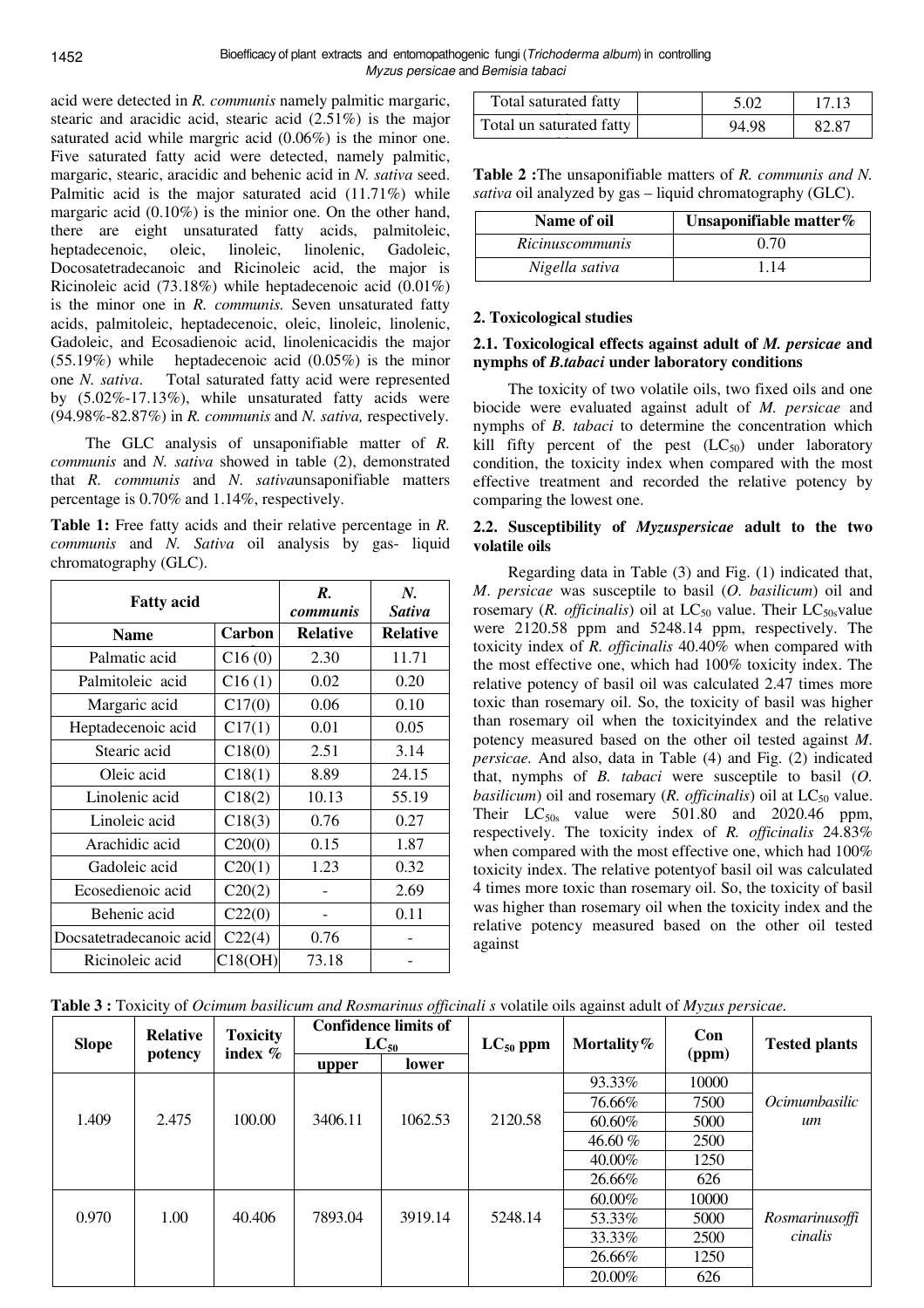acid were detected in *R. communis* namely palmitic margaric, stearic and aracidic acid, stearic acid (2.51%) is the major saturated acid while margric acid (0.06%) is the minor one. Five saturated fatty acid were detected, namely palmitic, margaric, stearic, aracidic and behenic acid in *N. sativa* seed. Palmitic acid is the major saturated acid (11.71%) while margaric acid (0.10%) is the minior one. On the other hand, there are eight unsaturated fatty acids, palmitoleic, heptadecenoic, oleic, linoleic, linolenic, Gadoleic, Docosatetradecanoic and Ricinoleic acid, the major is Ricinoleic acid (73.18%) while heptadecenoic acid (0.01%) is the minor one in *R. communis.* Seven unsaturated fatty acids, palmitoleic, heptadecenoic, oleic, linoleic, linolenic, Gadoleic, and Ecosadienoic acid, linolenicacidis the major (55.19%) while heptadecenoic acid (0.05%) is the minor one *N. sativa*. Total saturated fatty acid were represented by (5.02%-17.13%), while unsaturated fatty acids were (94.98%-82.87%) in *R. communis* and *N. sativa,* respectively.

The GLC analysis of unsaponifiable matter of *R. communis* and *N. sativa* showed in table (2), demonstrated that *R. communis* and *N. sativa*unsaponifiable matters percentage is 0.70% and 1.14%, respectively.

**Table 1:** Free fatty acids and their relative percentage in *R. communis* and *N. Sativa* oil analysis by gas- liquid chromatography (GLC).

| Fatty acid | | *R. communis* | *N. Sativa* |
|---|---|---|---|
| **Name** | **Carbon** | **Relative** | **Relative** |
| Palmatic acid | C16 (0) | 2.30 | 11.71 |
| Palmitoleic acid | C16 (1) | 0.02 | 0.20 |
| Margaric acid | C17(0) | 0.06 | 0.10 |
| Heptadecenoic acid | C17(1) | 0.01 | 0.05 |
| Stearic acid | C18(0) | 2.51 | 3.14 |
| Oleic acid | C18(1) | 8.89 | 24.15 |
| Linolenic acid | C18(2) | 10.13 | 55.19 |
| Linoleic acid | C18(3) | 0.76 | 0.27 |
| Arachidic acid | C20(0) | 0.15 | 1.87 |
| Gadoleic acid | C20(1) | 1.23 | 0.32 |
| Ecosedienoic acid | C20(2) | - | 2.69 |
| Behenic acid | C22(0) | - | 0.11 |
| Docsatetradecanoic acid | C22(4) | 0.76 | - |
| Ricinoleic acid | C18(OH) | 73.18 | - |
| Total saturated fatty | | 5.02 | 17.13 |
| Total un saturated fatty | | 94.98 | 82.87 |

**Table 2 :**The unsaponifiable matters of *R. communis and N. sativa* oil analyzed by gas – liquid chromatography (GLC).

| Name of oil | Unsaponifiable matter% |
|---|---|
| *Ricinuscommunis* | 0.70 |
| *Nigella sativa* | 1.14 |

## 2. Toxicological studies

### 2.1. Toxicological effects against adult of *M. persicae* and nymphs of *B.tabaci* under laboratory conditions

The toxicity of two volatile oils, two fixed oils and one biocide were evaluated against adult of *M. persicae* and nymphs of *B. tabaci* to determine the concentration which kill fifty percent of the pest ($LC_{50}$) under laboratory condition, the toxicity index when compared with the most effective treatment and recorded the relative potency by comparing the lowest one.

### 2.2. Susceptibility of *Myzuspersicae* adult to the two volatile oils

Regarding data in Table (3) and Fig. (1) indicated that, *M. persicae* was susceptile to basil (*O. basilicum*) oil and rosemary (*R. officinalis*) oil at $LC_{50}$ value. Their $LC_{50s}$value were 2120.58 ppm and 5248.14 ppm, respectively. The toxicity index of *R. officinalis* 40.40% when compared with the most effective one, which had 100% toxicity index. The relative potency of basil oil was calculated 2.47 times more toxic than rosemary oil. So, the toxicity of basil was higher than rosemary oil when the toxicityindex and the relative potency measured based on the other oil tested against *M. persicae.* And also, data in Table (4) and Fig. (2) indicated that, nymphs of *B. tabaci* were susceptile to basil (*O. basilicum*) oil and rosemary (*R. officinalis*) oil at $LC_{50}$ value. Their $LC_{50s}$ value were 501.80 and 2020.46 ppm, respectively. The toxicity index of *R. officinalis* 24.83% when compared with the most effective one, which had 100% toxicity index. The relative potentyof basil oil was calculated 4 times more toxic than rosemary oil. So, the toxicity of basil was higher than rosemary oil when the toxicity index and the relative potency measured based on the other oil tested against

**Table 3 :** Toxicity of *Ocimum basilicum and Rosmarinus officinali s* volatile oils against adult of *Myzus persicae.*

| Slope | Relative potency | Toxicity index % | Confidence limits of $LC_{50}$ | | $LC_{50}$ ppm | Mortality% | Con (ppm) | Tested plants |
|---|---|---|---|---|---|---|---|---|
| | | | upper | lower | | | | |
| 1.409 | 2.475 | 100.00 | 3406.11 | 1062.53 | 2120.58 | 93.33% | 10000 | *Ocimumbasilicum* |
| | | | | | | 76.66% | 7500 | |
| | | | | | | 60.60% | 5000 | |
| | | | | | | 46.60 % | 2500 | |
| | | | | | | 40.00% | 1250 | |
| | | | | | | 26.66% | 626 | |
| 0.970 | 1.00 | 40.406 | 7893.04 | 3919.14 | 5248.14 | 60.00% | 10000 | *Rosmarinusofficinalis* |
| | | | | | | 53.33% | 5000 | |
| | | | | | | 33.33% | 2500 | |
| | | | | | | 26.66% | 1250 | |
| | | | | | | 20.00% | 626 | |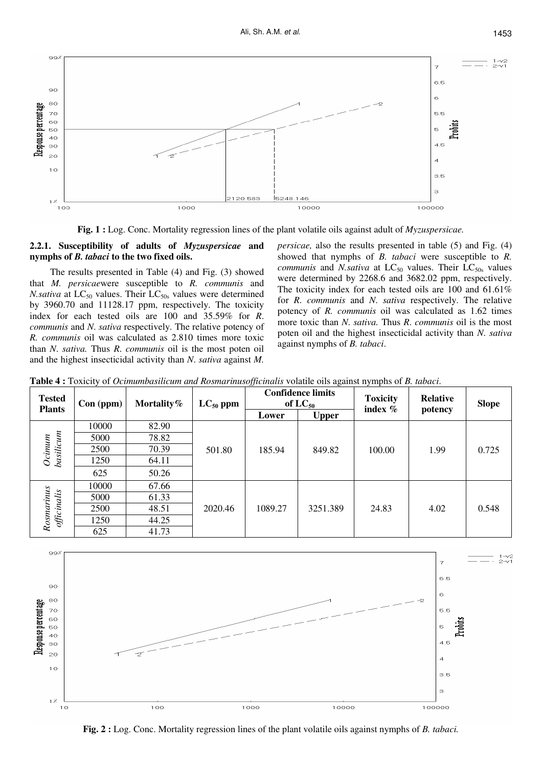**Fig. 1 :** Log. Conc. Mortality regression lines of the plant volatile oils against adult of *Myzuspersicae.*

**2.2.1. Susceptibility of adults of *Myzuspersicae* and nymphs of *B. tabaci* to the two fixed oils.**

The results presented in Table (4) and Fig. (3) showed that *M. persicae*were susceptible to *R. communis* and *N.sativa* at $LC_{50}$ values. Their $LC_{50s}$ values were determined by 3960.70 and 11128.17 ppm, respectively. The toxicity index for each tested oils are 100 and 35.59% for *R. communis* and *N. sativa* respectively. The relative potency of *R. communis* oil was calculated as 2.810 times more toxic than *N. sativa.* Thus *R. communis* oil is the most poten oil and the highest insecticidal activity than *N. sativa* against *M. persicae,* also the results presented in table (5) and Fig. (4) showed that nymphs of *B. tabaci* were susceptible to *R. communis* and *N.sativa* at $LC_{50}$ values. Their $LC_{50s}$ values were determined by 2268.6 and 3682.02 ppm, respectively. The toxicity index for each tested oils are 100 and 61.61% for *R. communis* and *N. sativa* respectively. The relative potency of *R. communis* oil was calculated as 1.62 times more toxic than *N. sativa.* Thus *R. communis* oil is the most poten oil and the highest insecticidal activity than *N. sativa* against nymphs of *B. tabaci*.

**Table 4 :** Toxicity of *Ocimumbasilicum and Rosmarinusofficinalis* volatile oils against nymphs of *B. tabaci*.

| Tested Plants | Con (ppm) | Mortality% | $LC_{50}$ ppm | Confidence limits of $LC_{50}$ | | Toxicity index % | Relative potency | Slope |
|---|---|---|---|---|---|---|---|---|
| | | | | Lower | Upper | | | |
| *Ocimum basilicum* | 10000 | 82.90 | 501.80 | 185.94 | 849.82 | 100.00 | 1.99 | 0.725 |
| | 5000 | 78.82 | | | | | | |
| | 2500 | 70.39 | | | | | | |
| | 1250 | 64.11 | | | | | | |
| | 625 | 50.26 | | | | | | |
| *Rosmarinus officinalis* | 10000 | 67.66 | 2020.46 | 1089.27 | 3251.389 | 24.83 | 4.02 | 0.548 |
| | 5000 | 61.33 | | | | | | |
| | 2500 | 48.51 | | | | | | |
| | 1250 | 44.25 | | | | | | |
| | 625 | 41.73 | | | | | | |

**Fig. 2 :** Log. Conc. Mortality regression lines of the plant volatile oils against nymphs of *B. tabaci.*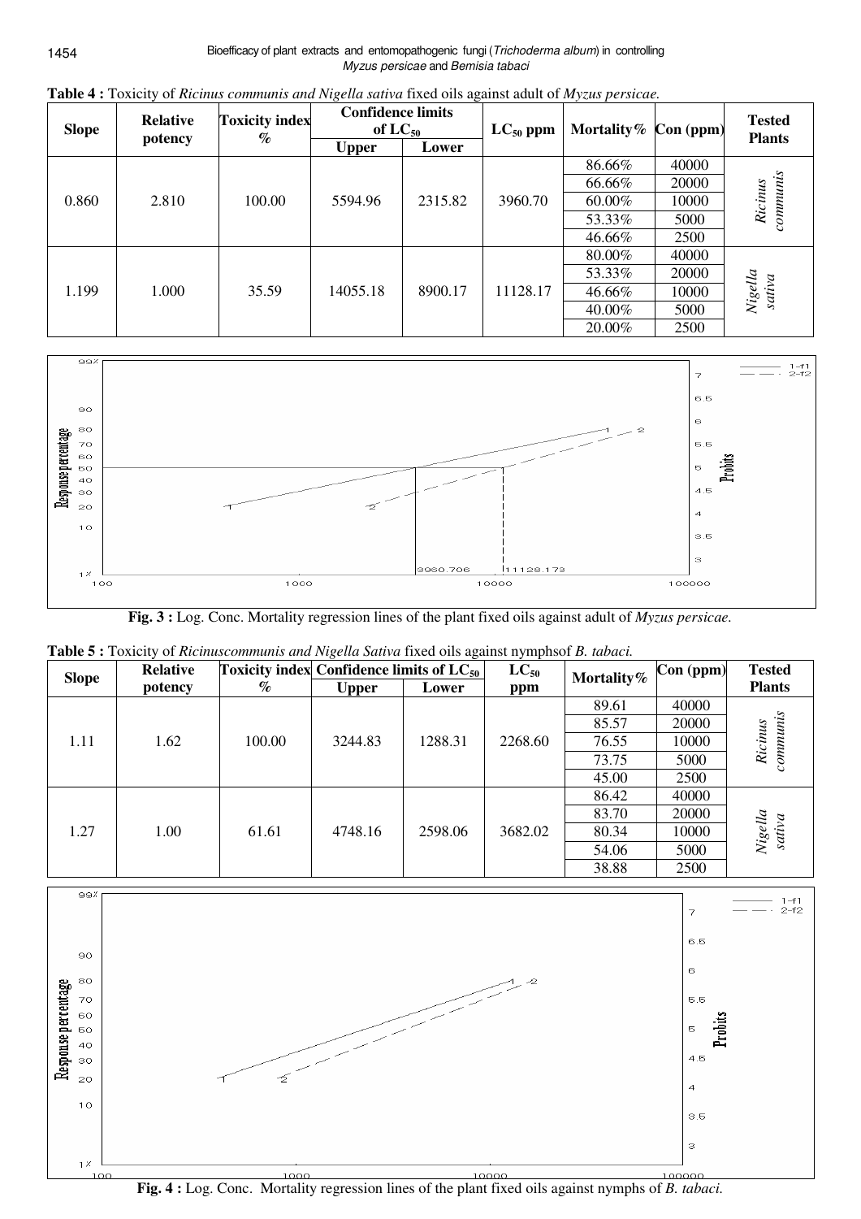**Table 4 :** Toxicity of *Ricinus communis and Nigella sativa* fixed oils against adult of *Myzus persicae.*

| Slope | Relative potency | Toxicity index % | Confidence limits of $LC_{50}$ | | $LC_{50}$ ppm | Mortality% | Con (ppm) | Tested Plants |
|---|---|---|---|---|---|---|---|---|
| | | | Upper | Lower | | | | |
| 0.860 | 2.810 | 100.00 | 5594.96 | 2315.82 | 3960.70 | 86.66% | 40000 | *Ricinus communis* |
| | | | | | | 66.66% | 20000 | |
| | | | | | | 60.00% | 10000 | |
| | | | | | | 53.33% | 5000 | |
| | | | | | | 46.66% | 2500 | |
| 1.199 | 1.000 | 35.59 | 14055.18 | 8900.17 | 11128.17 | 80.00% | 40000 | *Nigella sativa* |
| | | | | | | 53.33% | 20000 | |
| | | | | | | 46.66% | 10000 | |
| | | | | | | 40.00% | 5000 | |
| | | | | | | 20.00% | 2500 | |

**Fig. 3 :** Log. Conc. Mortality regression lines of the plant fixed oils against adult of *Myzus persicae*.

**Table 5 :** Toxicity of *Ricinuscommunis and Nigella Sativa* fixed oils against nymphsof *B. tabaci.*

| Slope | Relative potency | Toxicity index % | Confidence limits of $LC_{50}$ | | $LC_{50}$ ppm | Mortality% | Con (ppm) | Tested Plants |
|---|---|---|---|---|---|---|---|---|
| | | | Upper | Lower | | | | |
| 1.11 | 1.62 | 100.00 | 3244.83 | 1288.31 | 2268.60 | 89.61 | 40000 | *Ricinus communis* |
| | | | | | | 85.57 | 20000 | |
| | | | | | | 76.55 | 10000 | |
| | | | | | | 73.75 | 5000 | |
| | | | | | | 45.00 | 2500 | |
| 1.27 | 1.00 | 61.61 | 4748.16 | 2598.06 | 3682.02 | 86.42 | 40000 | *Nigella sativa* |
| | | | | | | 83.70 | 20000 | |
| | | | | | | 80.34 | 10000 | |
| | | | | | | 54.06 | 5000 | |
| | | | | | | 38.88 | 2500 | |

**Fig. 4 :** Log. Conc. Mortality regression lines of the plant fixed oils against nymphs of *B. tabaci.*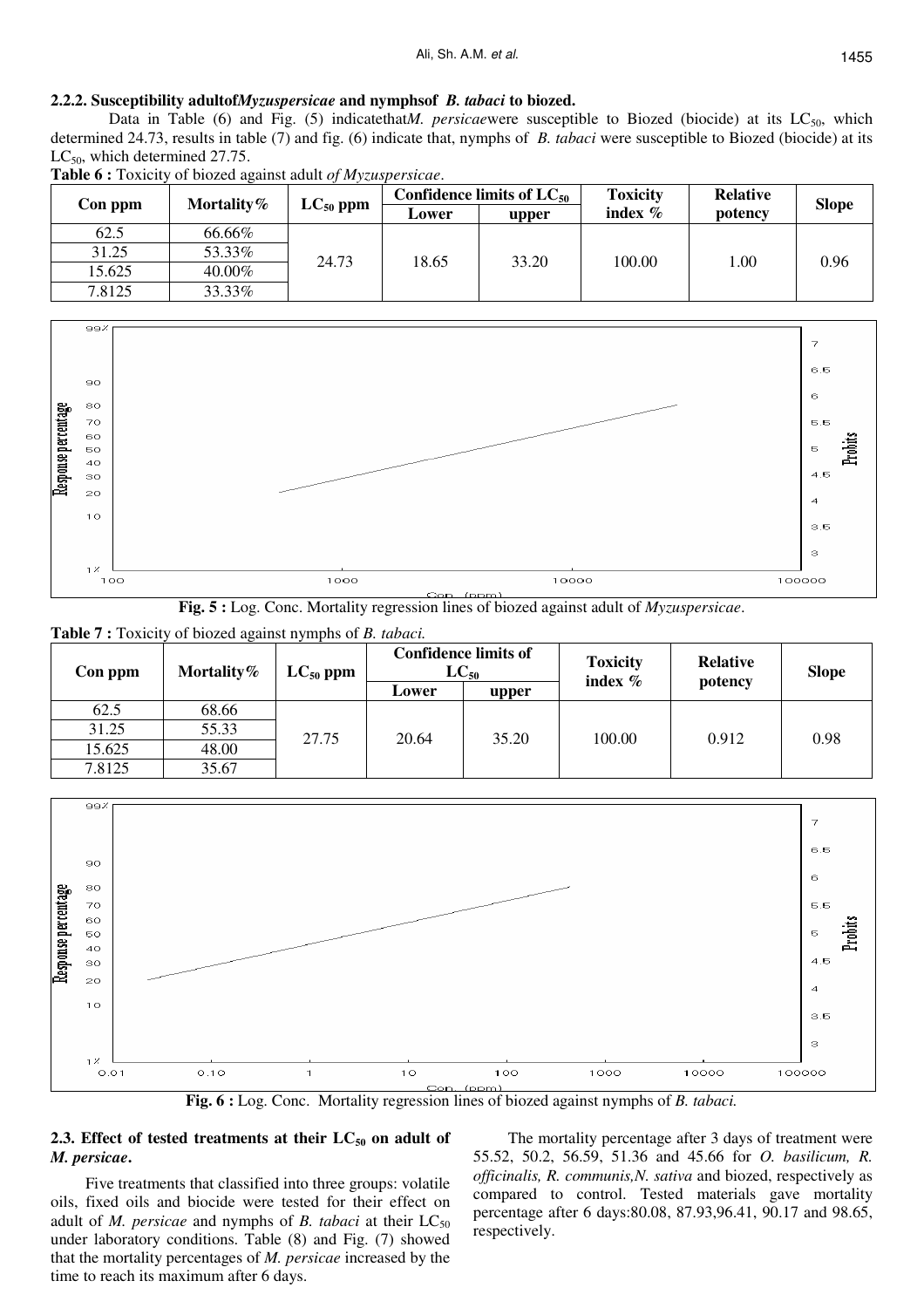### 2.2.2. Susceptibility adultof*Myzuspersicae* and nymphsof *B. tabaci* to biozed.

Data in Table (6) and Fig. (5) indicatethat*M. persicae*were susceptible to Biozed (biocide) at its $LC_{50}$, which determined 24.73, results in table (7) and fig. (6) indicate that, nymphs of *B. tabaci* were susceptible to Biozed (biocide) at its $LC_{50}$, which determined 27.75.

**Table 6 :** Toxicity of biozed against adult *of Myzuspersicae*.

| Con ppm | Mortality% | $LC_{50}$ ppm | Confidence limits of $LC_{50}$ | | Toxicity index % | Relative potency | Slope |
|---|---|---|---|---|---|---|---|
| | | | Lower | upper | | | |
| 62.5 | 66.66% | 24.73 | 18.65 | 33.20 | 100.00 | 1.00 | 0.96 |
| 31.25 | 53.33% | | | | | | |
| 15.625 | 40.00% | | | | | | |
| 7.8125 | 33.33% | | | | | | |

**Fig. 5 :** Log. Conc. Mortality regression lines of biozed against adult of *Myzuspersicae*.

**Table 7 :** Toxicity of biozed against nymphs of *B. tabaci.*

| Con ppm | Mortality% | $LC_{50}$ ppm | Confidence limits of $LC_{50}$ | | Toxicity index % | Relative potency | Slope |
|---|---|---|---|---|---|---|---|
| | | | Lower | upper | | | |
| 62.5 | 68.66 | 27.75 | 20.64 | 35.20 | 100.00 | 0.912 | 0.98 |
| 31.25 | 55.33 | | | | | | |
| 15.625 | 48.00 | | | | | | |
| 7.8125 | 35.67 | | | | | | |

**Fig. 6 :** Log. Conc. Mortality regression lines of biozed against nymphs of *B. tabaci.*

### 2.3. Effect of tested treatments at their $LC_{50}$ on adult of *M. persicae*.

Five treatments that classified into three groups: volatile oils, fixed oils and biocide were tested for their effect on adult of *M. persicae* and nymphs of *B. tabaci* at their $LC_{50}$ under laboratory conditions. Table (8) and Fig. (7) showed that the mortality percentages of *M. persicae* increased by the time to reach its maximum after 6 days.

The mortality percentage after 3 days of treatment were 55.52, 50.2, 56.59, 51.36 and 45.66 for *O. basilicum, R. officinalis, R. communis,N. sativa* and biozed, respectively as compared to control. Tested materials gave mortality percentage after 6 days:80.08, 87.93,96.41, 90.17 and 98.65, respectively.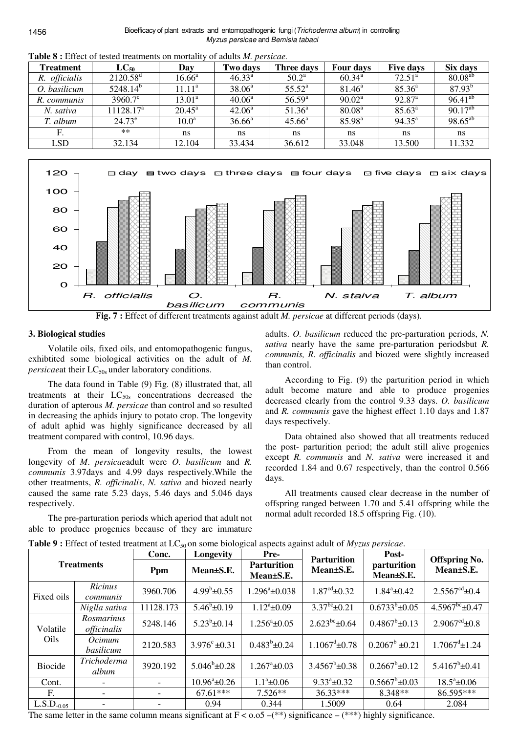**Table 8 :** Effect of tested treatments on mortality of adults *M. persicae.*

| Treatment | $LC_{50}$ | Day | Two days | Three days | Four days | Five days | Six days |
|---|---|---|---|---|---|---|---|
| *R. officialis* | $2120.58^{d}$ | $16.66^{a}$ | $46.33^{a}$ | $50.2^{a}$ | $60.34^{a}$ | $72.51^{a}$ | $80.08^{ab}$ |
| *O. basilicum* | $5248.14^{b}$ | $11.11^{a}$ | $38.06^{a}$ | $55.52^{a}$ | $81.46^{a}$ | $85.36^{a}$ | $87.93^{b}$ |
| *R. communis* | $3960.7^{c}$ | $13.01^{a}$ | $40.06^{a}$ | $56.59^{a}$ | $90.02^{a}$ | $92.87^{a}$ | $96.41^{ab}$ |
| *N. sativa* | $11128.17^{a}$ | $20.45^{a}$ | $42.06^{a}$ | $51.36^{a}$ | $80.08^{a}$ | $85.63^{a}$ | $90.17^{ab}$ |
| *T. album* | $24.73^{e}$ | $10.0^{a}$ | $36.66^{a}$ | $45.66^{a}$ | $85.98^{a}$ | $94.35^{a}$ | $98.65^{ab}$ |
| F. | ** | ns | ns | ns | ns | ns | ns |
| LSD | 32.134 | 12.104 | 33.434 | 36.612 | 33.048 | 13.500 | 11.332 |

**Fig. 7 :** Effect of different treatments against adult *M. persicae* at different periods (days).

### 3. Biological studies

Volatile oils, fixed oils, and entomopathogenic fungus, exhibtited some biological activities on the adult of *M. persicae*at their $LC_{50s}$ under laboratory conditions.

The data found in Table (9) Fig. (8) illustrated that, all treatments at their $LC_{50s}$ concentrations decreased the duration of apterous *M. persicae* than control and so resulted in decreasing the aphids injury to potato crop. The longevity of adult aphid was highly significance decreased by all treatment compared with control, 10.96 days.

From the mean of longevity results, the lowest longevity of *M*. *persicae*adult were *O. basilicum* and *R. communis* 3.97days and 4.99 days respectively.While the other treatments, *R. officialis*, *N. sativa* and biozed nearly caused the same rate 5.23 days, 5.46 days and 5.046 days respectively.

The pre-parturation periods which aperiod that adult not able to produce progenies because of they are immature adults. *O. basilicum* reduced the pre-parturation periods, *N. sativa* nearly have the same pre-parturation periodsbut *R. communis, R. officialis* and biozed were slightly increased than control.

According to Fig. (9) the parturition period in which adult become mature and able to produce progenies decreased clearly from the control 9.33 days. *O. basilicum* and *R. communis* gave the highest effect 1.10 days and 1.87 days respectively.

Data obtained also showed that all treatments reduced the post- parturition period; the adult still alive progenies except *R. communis* and *N. sativa* were increased it and recorded 1.84 and 0.67 respectively, than the control 0.566 days.

All treatments caused clear decrease in the number of offspring ranged between 1.70 and 5.41 offspring while the normal adult recorded 18.5 offspring Fig. (10).

**Table 9 :** Effect of tested treatment at $LC_{50}$ on some biological aspects against adult of *Myzus persicae*.

| Treatments | | Conc. | Longevity | Pre-Parturition | Parturition Mean±S.E. | Post-parturition Mean±S.E. | Offspring No. Mean±S.E. |
|---|---|---|---|---|---|---|---|
| | | Ppm | Mean±S.E. | Parturition Mean±S.E. | | | |
| Fixed oils | *Ricinus communis* | 3960.706 | $4.99^{b}$±0.55 | $1.296^{a}$±0.038 | $1.87^{cd}$±0.32 | $1.84^{a}$±0.42 | $2.5567^{cd}$±0.4 |
| | *Niglla sativa* | 11128.173 | $5.46^{b}$±0.19 | $1.12^{a}$±0.09 | $3.37^{bc}$±0.21 | $0.6733^{b}$±0.05 | $4.5967^{bc}$±0.47 |
| Volatile Oils | *Rosmarinus officinalis* | 5248.146 | $5.23^{b}$±0.14 | $1.256^{a}$±0.05 | $2.623^{bc}$±0.64 | $0.4867^{b}$±0.13 | $2.9067^{cd}$±0.8 |
| | *Ocimum basilicum* | 2120.583 | $3.976^{c}$ ±0.31 | $0.483^{b}$±0.24 | $1.1067^{d}$±0.78 | $0.2067^{b}$ ±0.21 | $1.7067^{d}$±1.24 |
| Biocide | *Trichoderma album* | 3920.192 | $5.046^{b}$±0.28 | $1.267^{a}$±0.03 | $3.4567^{b}$±0.38 | $0.2667^{b}$±0.12 | $5.4167^{b}$±0.41 |
| Cont. | - | - | $10.96^{a}$±0.26 | $1.1^{a}$±0.06 | $9.33^{a}$±0.32 | $0.5667^{b}$±0.03 | $18.5^{a}$±0.06 |
| F. | - | - | 67.61*** | 7.526** | 36.33*** | 8.348** | 86.595*** |
| $L.S.D._{0.05}$ | - | - | 0.94 | 0.344 | 1.5009 | 0.64 | 2.084 |

The same letter in the same column means significant at F < o.o5 –(**) significance – (***) highly significance.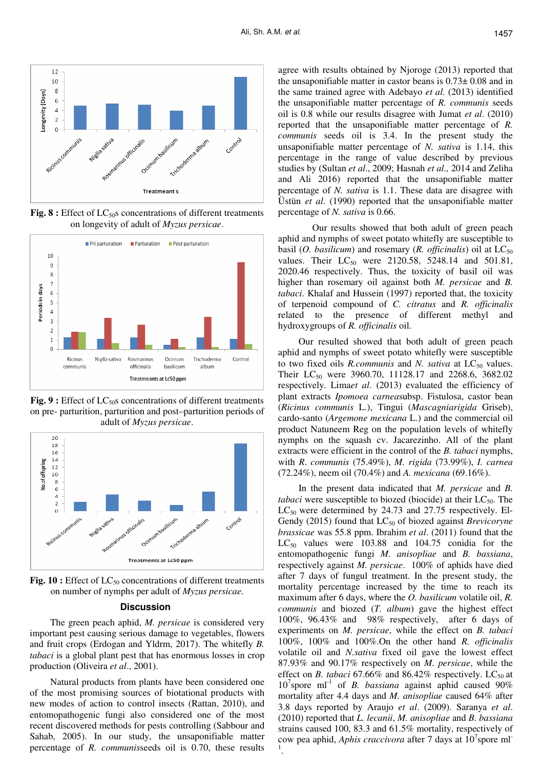Fig. 8 : Effect of $LC_{50}$s concentrations of different treatments on longevity of adult of *Myzus persicae*.

Fig. 9 : Effect of $LC_{50}$s concentrations of different treatments on pre- parturition, parturition and post–parturition periods of adult of *Myzus persicae*.

Fig. 10 : Effect of $LC_{50}$ concentrations of different treatments on number of nymphs per adult of *Myzus persicae*.

## Discussion

The green peach aphid, *M. persicae* is considered very important pest causing serious damage to vegetables, flowers and fruit crops (Erdogan and Yldrm, 2017). The whitefly *B. tabaci* is a global plant pest that has enormous losses in crop production (Oliveira *et al*., 2001).

Natural products from plants have been considered one of the most promising sources of biotational products with new modes of action to control insects (Rattan, 2010), and entomopathogenic fungi also considered one of the most recent discovered methods for pests controlling (Sabbour and Sahab, 2005). In our study, the unsaponifiable matter percentage of *R. communis*seeds oil is 0.70, these results agree with results obtained by Njoroge (2013) reported that the unsaponifiable matter in castor beans is 0.73± 0.08 and in the same trained agree with Adebayo *et al.* (2013) identified the unsaponifiable matter percentage of *R. communis* seeds oil is 0.8 while our results disagree with Jumat *et al*. (2010) reported that the unsaponifiable matter percentage of *R. communis* seeds oil is 3.4. In the present study the unsaponifiable matter percentage of *N. sativa* is 1.14, this percentage in the range of value described by previous studies by (Sultan *et al*., 2009; Hasnah *et al.,* 2014 and Zeliha and Ali 2016) reported that the unsaponifiable matter percentage of *N. sativa* is 1.1. These data are disagree with Üstün *et al*. (1990) reported that the unsaponifiable matter percentage of *N. sativa* is 0.66.

Our results showed that both adult of green peach aphid and nymphs of sweet potato whitefly are susceptible to basil (*O. basilicum*) and rosemary (*R. officinalis*) oil at $LC_{50}$ values. Their $LC_{50}$ were 2120.58, 5248.14 and 501.81, 2020.46 respectively. Thus, the toxicity of basil oil was higher than rosemary oil against both *M. persicae* and *B. tabaci*. Khalaf and Hussein (1997) reported that, the toxicity of terpenoid compound of *C. citratus* and *R. officinalis* related to the presence of different methyl and hydroxygroups of *R. officinalis* oil.

Our resulted showed that both adult of green peach aphid and nymphs of sweet potato whitefly were susceptible to two fixed oils *R.communis* and *N. sativa* at $LC_{50}$ values. Their $LC_{50}$ were 3960.70, 11128.17 and 2268.6, 3682.02 respectively. Lima*et al*. (2013) evaluated the efficiency of plant extracts *Ipomoea carnea*subsp. Fistulosa, castor bean (*Ricinus communis* L.), Tingui (*Mascagniarigida* Griseb), cardo-santo (*Argemone mexicana* L.) and the commercial oil product Natuneem Reg on the population levels of whitefly nymphs on the squash cv. Jacarezinho. All of the plant extracts were efficient in the control of the *B. tabaci* nymphs, with *R. communis* (75.49%), *M. rigida* (73.99%), *I. carnea* (72.24%), neem oil (70.4%) and *A. mexicana* (69.16%).

In the present data indicated that *M. persicae* and *B. tabaci* were susceptible to biozed (biocide) at their $LC_{50}$. The $LC_{50}$ were determined by 24.73 and 27.75 respectively. El-Gendy (2015) found that $LC_{50}$ of biozed against *Brevicoryne brassicae* was 55.8 ppm. Ibrahim *et al*. (2011) found that the $LC_{50}$ values were 103.88 and 104.75 conidia for the entomopathogenic fungi *M. anisopliae* and *B. bassiana*, respectively against *M. persicae*. 100% of aphids have died after 7 days of fungul treatment. In the present study, the mortality percentage increased by the time to reach its maximum after 6 days, where the *O. basilicum* volatile oil, *R. communis* and biozed (*T. album*) gave the highest effect 100%, 96.43% and 98% respectively, after 6 days of experiments on *M. persicae*, while the effect on *B. tabaci* 100%, 100% and 100%.On the other hand *R. officinalis* volatile oil and *N.sativa* fixed oil gave the lowest effect 87.93% and 90.17% respectively on *M. persicae*, while the effect on *B. tabaci* 67.66% and 86.42% respectively. $LC_{50}$ at $10^7$spore $ml^{-1}$ of *B. bassiana* against aphid caused 90% mortality after 4.4 days and *M. anisopliae* caused 64% after 3.8 days reported by Araujo *et al*. (2009). Saranya *et al*. (2010) reported that *L. lecanii*, *M. anisopliae* and *B. bassiana* strains caused 100, 83.3 and 61.5% mortality, respectively of cow pea aphid, *Aphis craccivora* after 7 days at $10^7$spore $ml^{-1}$.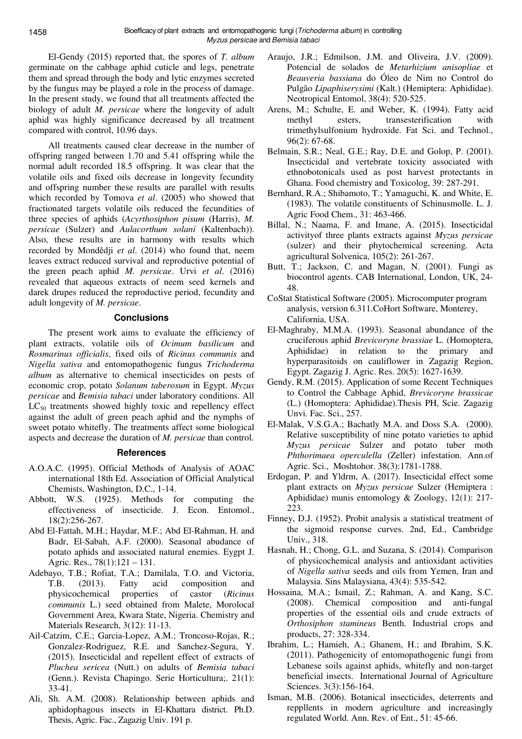El-Gendy (2015) reported that, the spores of *T. album* germinate on the cabbage aphid cuticle and legs, penetrate them and spread through the body and lytic enzymes secreted by the fungus may be played a role in the process of damage. In the present study, we found that all treatments affected the biology of adult *M. persicae* where the longevity of adult aphid was highly significance decreased by all treatment compared with control, 10.96 days.

All treatments caused clear decrease in the number of offspring ranged between 1.70 and 5.41 offspring while the normal adult recorded 18.5 offspring. It was clear that the volatile oils and fixed oils decrease in longevity fecundity and offspring number these results are parallel with results which recorded by Tomova *et al*. (2005) who showed that fractionated targets volatile oils reduced the fecundities of three species of aphids (*Acyrthosiphon pisum* (Harris), *M. persicae* (Sulzer) and *Aulacorthum solani* (Kaltenbach)). Also, these results are in harmony with results which recorded by Mondědji *et al*. (2014) who found that, neem leaves extract reduced survival and reproductive potential of the green peach aphid *M. persicae*. Urvi *et al*. (2016) revealed that aqueous extracts of neem seed kernels and darek drupes reduced the reproductive period, fecundity and adult longevity of *M. persicae*.

## Conclusions

The present work aims to evaluate the efficiency of plant extracts, volatile oils of *Ocimum basilicum* and *Rosmarinus officialis*, fixed oils of *Ricinus communis* and *Nigella sativa* and entomopathogenic fungus *Trichoderma album* as alternative to chemical insecticides on pests of economic crop, potato *Solanum taberosum* in Egypt. *Myzus persicae* and *Bemisia tabaci* under laboratory conditions. All $LC_{50}$ treatments showed highly toxic and repellency effect against the adult of green peach aphid and the nymphs of sweet potato whitefly. The treatments affect some biological aspects and decrease the duration of *M. persicae* than control.

## References

A.O.A.C. (1995). Official Methods of Analysis of AOAC international 18th Ed. Association of Official Analytical Chemists, Washington, D.C., 1-14.

Abbott, W.S. (1925). Methods for computing the effectiveness of insecticide. J. Econ. Entomol., 18(2):256-267.

Abd El-Fattah, M.H.; Haydar, M.F.; Abd El-Rahman, H. and Badr, El-Sabah, A.F. (2000). Seasonal abudance of potato aphids and associated natural enemies. Eygpt J. Agric. Res., 78(1):121 – 131.

Adebayo, T.B.; Rofiat, T.A.; Damilala, T.O. and Victoria, T.B. (2013). Fatty acid composition and physicochemical properties of castor (*Ricinus communis* L.) seed obtained from Malete, Morolocal Government Area, Kwara State, Nigeria. Chemistry and Materials Research, 3(12): 11-13.

Ail-Catzim, C.E.; Garcia-Lopez, A.M.; Troncoso-Rojas, R.; Gonzalez-Rodriguez, R.E. and Sanchez-Segura, Y. (2015). Insecticidal and repellent effect of extracts of *Pluchea sericea* (Nutt.) on adults of *Bemisia tabaci* (Genn.). Revista Chapingo. Serie Horticultura;. 21(1): 33-41.

Ali, Sh. A.M. (2008). Relationship between aphids and aphidophagous insects in El-Khattara district. Ph.D. Thesis, Agric. Fac., Zagazig Univ. 191 p.

Araujo, J.R.; Edmilson, J.M. and Oliveira, J.V. (2009). Potencial de solados de *Metarhizium anisopliae* et *Beauveria bassiana* do Óleo de Nim no Control do Pulgão *Lipaphiserysimi* (Kalt.) (Hemiptera: Aphididae). Neotropical Entomol, 38(4): 520-525.

Arens, M.; Schulte, E. and Weber, K. (1994). Fatty acid methyl esters, transesterification with trimethylsulfonium hydroxide. Fat Sci. and Technol., 96(2): 67-68.

Belmain, S.R.; Neal, G.E.; Ray, D.E. and Golop, P. (2001). Insecticidal and vertebrate toxicity associated with ethnobotonicals used as post harvest protectants in Ghana. Food chemistry and Toxicolog, 39: 287-291.

Bernhard, R.A.; Shibamoto, T.; Yamaguchi, K. and White, E. (1983). The volatile constituents of Schinusmolle. L. J. Agric Food Chem., 31: 463-466.

Billal, N.; Naama, F. and Imane, A. (2015). Insecticidal activityof three plants extracts against *Myzus persicae* (sulzer) and their phytochemical screening. Acta agricultural Solvenica, 105(2): 261-267.

Butt, T.; Jackson, C. and Magan, N. (2001). Fungi as biocontrol agents. CAB International, London, UK, 24-48.

CoStat Statistical Software (2005). Microcomputer program analysis, version 6.311.CoHort Software, Monterey, California, USA.

El-Maghraby, M.M.A. (1993). Seasonal abundance of the cruciferous aphid *Brevicoryne brassiae* L. (Homoptera, Aphididae) in relation to the primary and hyperparasitoids on cauliflower in Zagazig Region, Egypt. Zagazig J. Agric. Res. 20(5): 1627-1639.

Gendy, R.M. (2015). Application of some Recent Techniques to Control the Cabbage Aphid, *Brevicoryne brassicae* (L.) (Homoptera: Aphididae).Thesis PH, Scie. Zagazig Unvi. Fac. Sci., 257.

El-Malak, V.S.G.A.; Bachatly M.A. and Doss S.A. (2000). Relative susceptibility of nine potato varieties to aphid *Myzus persicae* Sulzer and potato tuber moth *Phthorimaea operculella* (Zeller) infestation. Ann.of Agric. Sci., Moshtohor. 38(3):1781-1788.

Erdogan, P. and Yldrm, A. (2017). Insecticidal effect some plant extracts on *Myzus persicae* Sulzer (Hemiptera : Aphididae) munis entomology & Zoology, 12(1): 217-223.

Finney, D.J. (1952). Probit analysis a statistical treatment of the sigmoid response curves. 2nd, Ed., Cambridge Univ., 318.

Hasnah, H.; Chong, G.L. and Suzana, S. (2014). Comparison of physicochemical analysis and antioxidant activities of *Nigella sativa* seeds and oils from Yemen, Iran and Malaysia. Sins Malaysiana, 43(4): 535-542.

Hossaina, M.A.; Ismail, Z.; Rahman, A. and Kang, S.C. (2008). Chemical composition and anti-fungal properties of the essential oils and crude extracts of *Orthosiphon stamineus* Benth. Industrial crops and products, 27: 328-334.

Ibrahim, L.; Hamieh, A.; Ghanem, H.; and Ibrahim, S.K. (2011). Pathogenicity of entomopathogenic fungi from Lebanese soils against aphids, whitefly and non-target beneficial insects. International Journal of Agriculture Sciences. 3(3):156-164.

Isman, M.B. (2006). Botanical insecticides, deterrents and repllents in modern agriculture and increasingly regulated World. Ann. Rev. of Ent., 51: 45-66.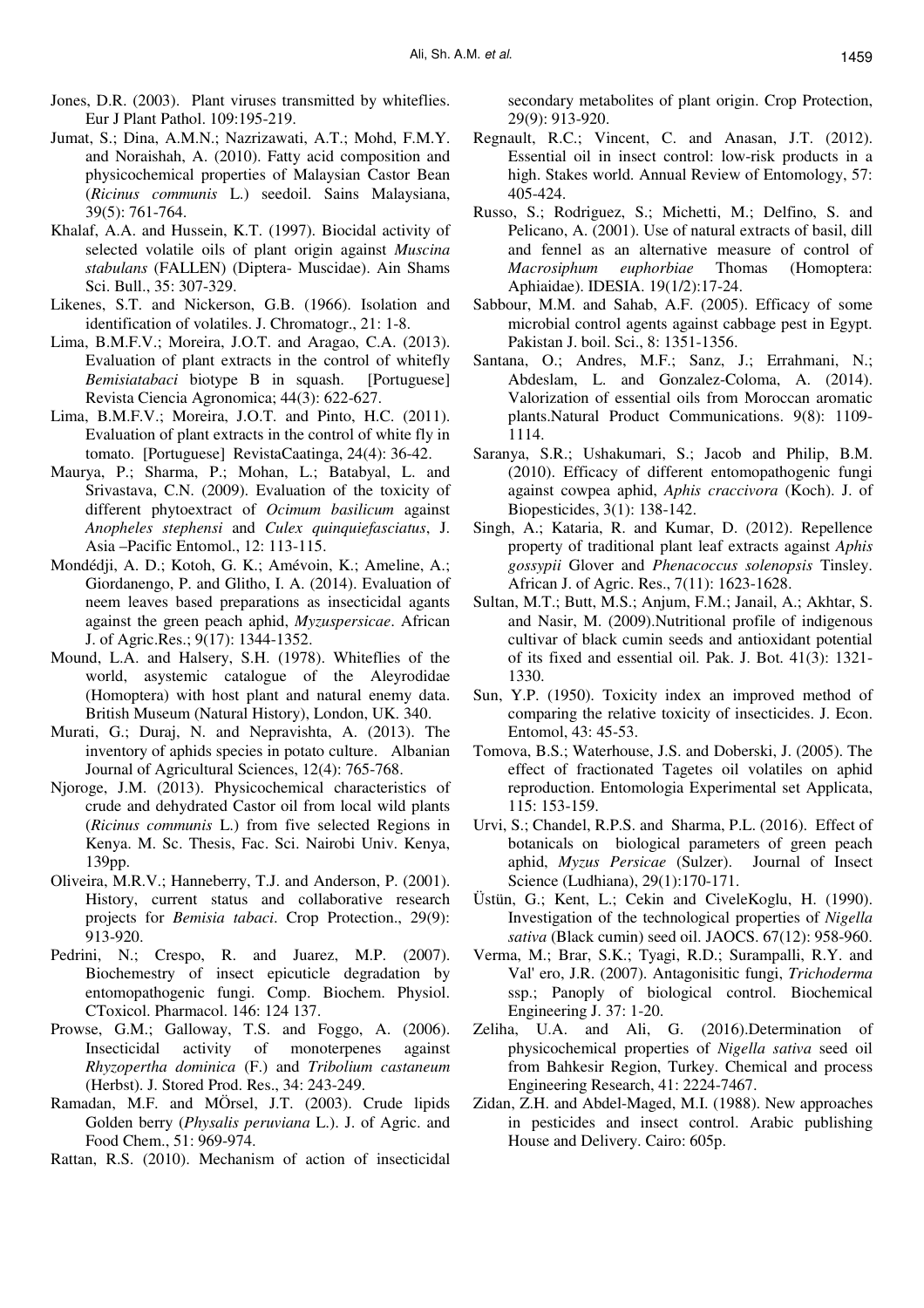Jones, D.R. (2003). Plant viruses transmitted by whiteflies. Eur J Plant Pathol. 109:195-219.

Jumat, S.; Dina, A.M.N.; Nazrizawati, A.T.; Mohd, F.M.Y. and Noraishah, A. (2010). Fatty acid composition and physicochemical properties of Malaysian Castor Bean (*Ricinus communis* L.) seedoil. Sains Malaysiana, 39(5): 761-764.

Khalaf, A.A. and Hussein, K.T. (1997). Biocidal activity of selected volatile oils of plant origin against *Muscina stabulans* (FALLEN) (Diptera- Muscidae). Ain Shams Sci. Bull., 35: 307-329.

Likenes, S.T. and Nickerson, G.B. (1966). Isolation and identification of volatiles. J. Chromatogr., 21: 1-8.

Lima, B.M.F.V.; Moreira, J.O.T. and Aragao, C.A. (2013). Evaluation of plant extracts in the control of whitefly *Bemisiatabaci* biotype B in squash. [Portuguese] Revista Ciencia Agronomica; 44(3): 622-627.

Lima, B.M.F.V.; Moreira, J.O.T. and Pinto, H.C. (2011). Evaluation of plant extracts in the control of white fly in tomato. [Portuguese] RevistaCaatinga, 24(4): 36-42.

Maurya, P.; Sharma, P.; Mohan, L.; Batabyal, L. and Srivastava, C.N. (2009). Evaluation of the toxicity of different phytoextract of *Ocimum basilicum* against *Anopheles stephensi* and *Culex quinquiefasciatus*, J. Asia –Pacific Entomol., 12: 113-115.

Mondédji, A. D.; Kotoh, G. K.; Amévoin, K.; Ameline, A.; Giordanengo, P. and Glitho, I. A. (2014). Evaluation of neem leaves based preparations as insecticidal agants against the green peach aphid, *Myzuspersicae*. African J. of Agric.Res.; 9(17): 1344-1352.

Mound, L.A. and Halsery, S.H. (1978). Whiteflies of the world, asystemic catalogue of the Aleyrodidae (Homoptera) with host plant and natural enemy data. British Museum (Natural History), London, UK. 340.

Murati, G.; Duraj, N. and Nepravishta, A. (2013). The inventory of aphids species in potato culture. Albanian Journal of Agricultural Sciences, 12(4): 765-768.

Njoroge, J.M. (2013). Physicochemical characteristics of crude and dehydrated Castor oil from local wild plants (*Ricinus communis* L.) from five selected Regions in Kenya. M. Sc. Thesis, Fac. Sci. Nairobi Univ. Kenya, 139pp.

Oliveira, M.R.V.; Hanneberry, T.J. and Anderson, P. (2001). History, current status and collaborative research projects for *Bemisia tabaci*. Crop Protection., 29(9): 913-920.

Pedrini, N.; Crespo, R. and Juarez, M.P. (2007). Biochemestry of insect epicuticle degradation by entomopathogenic fungi. Comp. Biochem. Physiol. CToxicol. Pharmacol. 146: 124 137.

Prowse, G.M.; Galloway, T.S. and Foggo, A. (2006). Insecticidal activity of monoterpenes against *Rhyzopertha dominica* (F.) and *Tribolium castaneum* (Herbst). J. Stored Prod. Res., 34: 243-249.

Ramadan, M.F. and MÖrsel, J.T. (2003). Crude lipids Golden berry (*Physalis peruviana* L.). J. of Agric. and Food Chem., 51: 969-974.

Rattan, R.S. (2010). Mechanism of action of insecticidal secondary metabolites of plant origin. Crop Protection, 29(9): 913-920.

Regnault, R.C.; Vincent, C. and Anasan, J.T. (2012). Essential oil in insect control: low-risk products in a high. Stakes world. Annual Review of Entomology, 57: 405-424.

Russo, S.; Rodriguez, S.; Michetti, M.; Delfino, S. and Pelicano, A. (2001). Use of natural extracts of basil, dill and fennel as an alternative measure of control of *Macrosiphum euphorbiae* Thomas (Homoptera: Aphiaidae). IDESIA. 19(1/2):17-24.

Sabbour, M.M. and Sahab, A.F. (2005). Efficacy of some microbial control agents against cabbage pest in Egypt. Pakistan J. boil. Sci., 8: 1351-1356.

Santana, O.; Andres, M.F.; Sanz, J.; Errahmani, N.; Abdeslam, L. and Gonzalez-Coloma, A. (2014). Valorization of essential oils from Moroccan aromatic plants.Natural Product Communications. 9(8): 1109-1114.

Saranya, S.R.; Ushakumari, S.; Jacob and Philip, B.M. (2010). Efficacy of different entomopathogenic fungi against cowpea aphid, *Aphis craccivora* (Koch). J. of Biopesticides, 3(1): 138-142.

Singh, A.; Kataria, R. and Kumar, D. (2012). Repellence property of traditional plant leaf extracts against *Aphis gossypii* Glover and *Phenacoccus solenopsis* Tinsley. African J. of Agric. Res., 7(11): 1623-1628.

Sultan, M.T.; Butt, M.S.; Anjum, F.M.; Janail, A.; Akhtar, S. and Nasir, M. (2009).Nutritional profile of indigenous cultivar of black cumin seeds and antioxidant potential of its fixed and essential oil. Pak. J. Bot. 41(3): 1321-1330.

Sun, Y.P. (1950). Toxicity index an improved method of comparing the relative toxicity of insecticides. J. Econ. Entomol, 43: 45-53.

Tomova, B.S.; Waterhouse, J.S. and Doberski, J. (2005). The effect of fractionated Tagetes oil volatiles on aphid reproduction. Entomologia Experimental set Applicata, 115: 153-159.

Urvi, S.; Chandel, R.P.S. and Sharma, P.L. (2016). Effect of botanicals on biological parameters of green peach aphid, *Myzus Persicae* (Sulzer). Journal of Insect Science (Ludhiana), 29(1):170-171.

Üstün, G.; Kent, L.; Cekin and CiveleKoglu, H. (1990). Investigation of the technological properties of *Nigella sativa* (Black cumin) seed oil. JAOCS. 67(12): 958-960.

Verma, M.; Brar, S.K.; Tyagi, R.D.; Surampalli, R.Y. and Val' ero, J.R. (2007). Antagonisitic fungi, *Trichoderma* ssp.; Panoply of biological control. Biochemical Engineering J. 37: 1-20.

Zeliha, U.A. and Ali, G. (2016).Determination of physicochemical properties of *Nigella sativa* seed oil from Bahkesir Region, Turkey. Chemical and process Engineering Research, 41: 2224-7467.

Zidan, Z.H. and Abdel-Maged, M.I. (1988). New approaches in pesticides and insect control. Arabic publishing House and Delivery. Cairo: 605p.